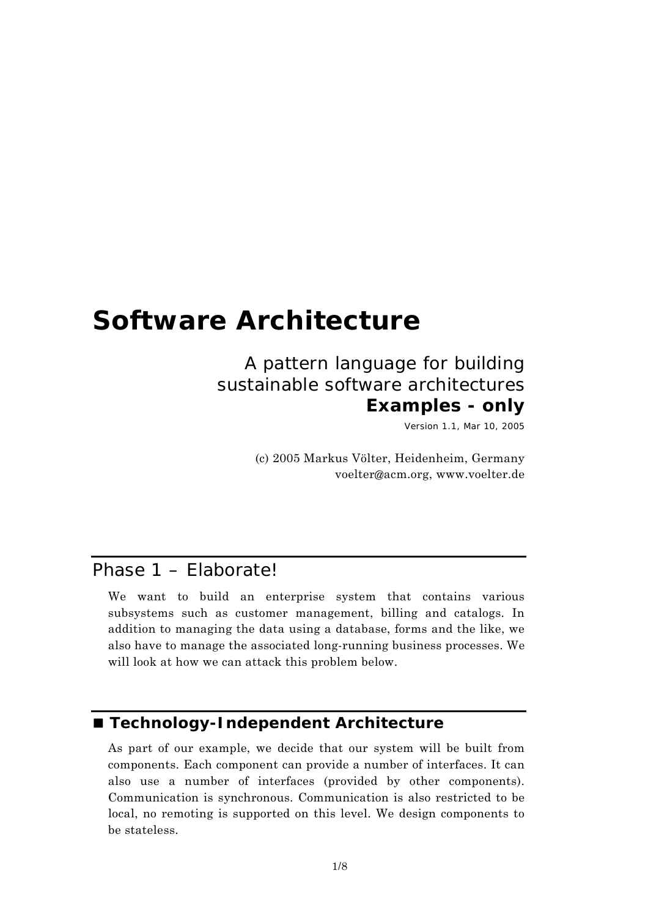# Software Architecture

A pattern language for building sustainable software architectures

**Examples - only**

Version 1.1, Mar 10, 2005

(c) 2005 Markus Völter, Heidenheim, Germany
voelter@acm.org, www.voelter.de

## Phase 1 – Elaborate!

We want to build an enterprise system that contains various subsystems such as customer management, billing and catalogs. In addition to managing the data using a database, forms and the like, we also have to manage the associated long-running business processes. We will look at how we can attack this problem below.

### ■ Technology-Independent Architecture

As part of our example, we decide that our system will be built from components. Each component can provide a number of interfaces. It can also use a number of interfaces (provided by other components). Communication is synchronous. Communication is also restricted to be local, no remoting is supported on this level. We design components to be stateless.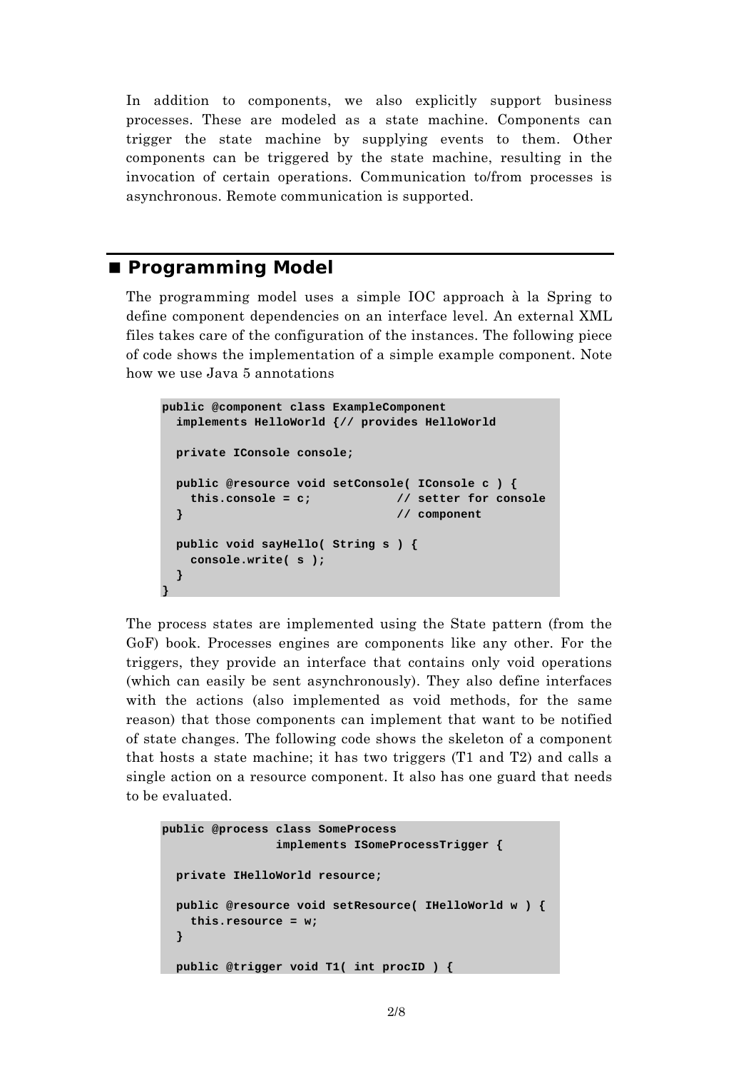In addition to components, we also explicitly support business processes. These are modeled as a state machine. Components can trigger the state machine by supplying events to them. Other components can be triggered by the state machine, resulting in the invocation of certain operations. Communication to/from processes is asynchronous. Remote communication is supported.

## Programming Model

The programming model uses a simple IOC approach à la Spring to define component dependencies on an interface level. An external XML files takes care of the configuration of the instances. The following piece of code shows the implementation of a simple example component. Note how we use Java 5 annotations

```
public @component class ExampleComponent
  implements HelloWorld {// provides HelloWorld

  private IConsole console;

  public @resource void setConsole( IConsole c ) {
    this.console = c;            // setter for console
  }                              // component

  public void sayHello( String s ) {
    console.write( s );
  }
}
```

The process states are implemented using the State pattern (from the GoF) book. Processes engines are components like any other. For the triggers, they provide an interface that contains only void operations (which can easily be sent asynchronously). They also define interfaces with the actions (also implemented as void methods, for the same reason) that those components can implement that want to be notified of state changes. The following code shows the skeleton of a component that hosts a state machine; it has two triggers (T1 and T2) and calls a single action on a resource component. It also has one guard that needs to be evaluated.

```
public @process class SomeProcess
                implements ISomeProcessTrigger {

  private IHelloWorld resource;

  public @resource void setResource( IHelloWorld w ) {
    this.resource = w;
  }

  public @trigger void T1( int procID ) {
```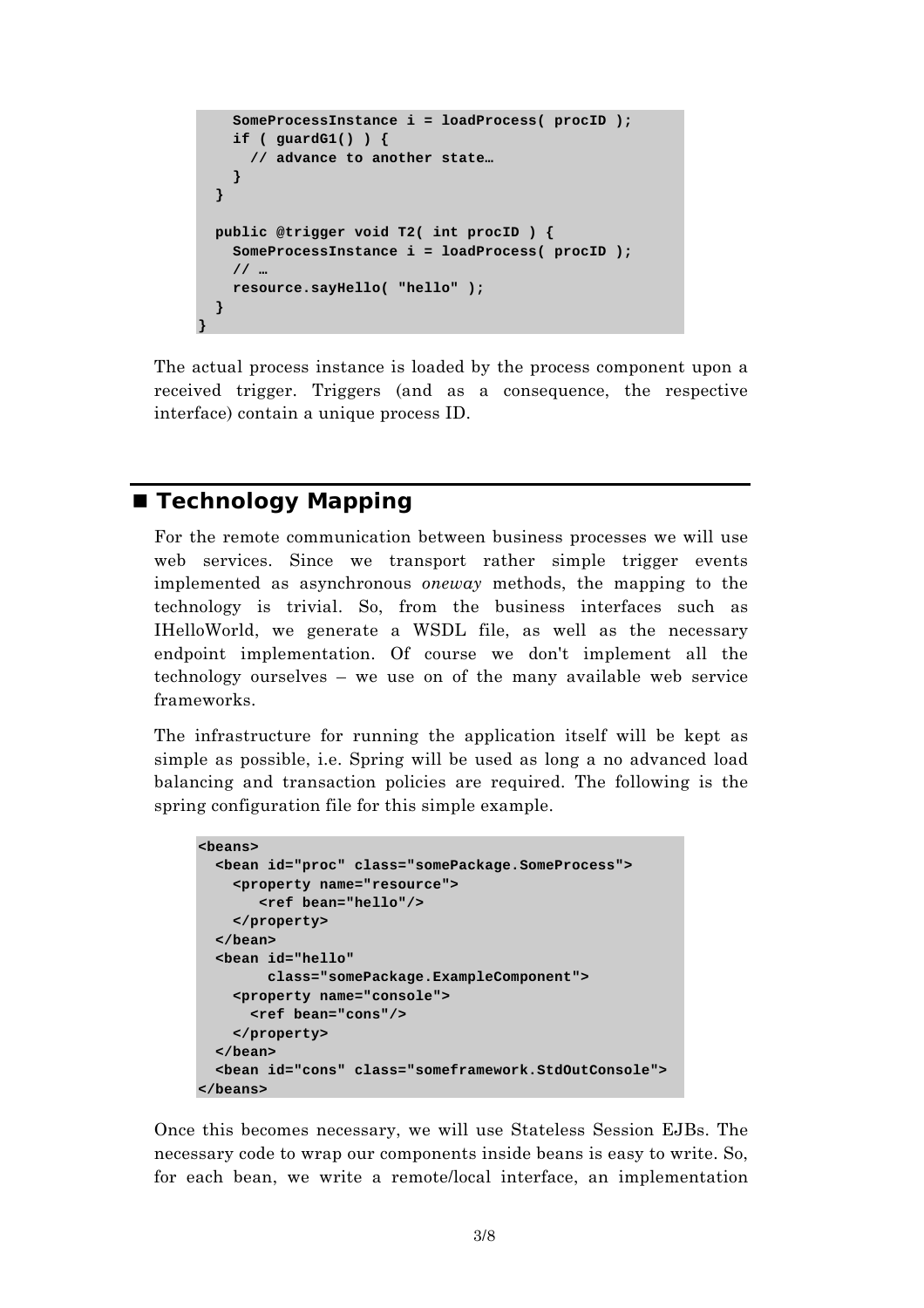```
    SomeProcessInstance i = loadProcess( procID );
    if ( guardG1() ) {
      // advance to another state…
    }
  }

  public @trigger void T2( int procID ) {
    SomeProcessInstance i = loadProcess( procID );
    // …
    resource.sayHello( "hello" );
  }
}
```

The actual process instance is loaded by the process component upon a received trigger. Triggers (and as a consequence, the respective interface) contain a unique process ID.

## Technology Mapping

For the remote communication between business processes we will use web services. Since we transport rather simple trigger events implemented as asynchronous *oneway* methods, the mapping to the technology is trivial. So, from the business interfaces such as IHelloWorld, we generate a WSDL file, as well as the necessary endpoint implementation. Of course we don't implement all the technology ourselves – we use on of the many available web service frameworks.

The infrastructure for running the application itself will be kept as simple as possible, i.e. Spring will be used as long a no advanced load balancing and transaction policies are required. The following is the spring configuration file for this simple example.

```
<beans>
  <bean id="proc" class="somePackage.SomeProcess">
    <property name="resource">
       <ref bean="hello"/>
    </property>
  </bean>
  <bean id="hello"
        class="somePackage.ExampleComponent">
    <property name="console">
      <ref bean="cons"/>
    </property>
  </bean>
  <bean id="cons" class="someframework.StdOutConsole">
</beans>
```

Once this becomes necessary, we will use Stateless Session EJBs. The necessary code to wrap our components inside beans is easy to write. So, for each bean, we write a remote/local interface, an implementation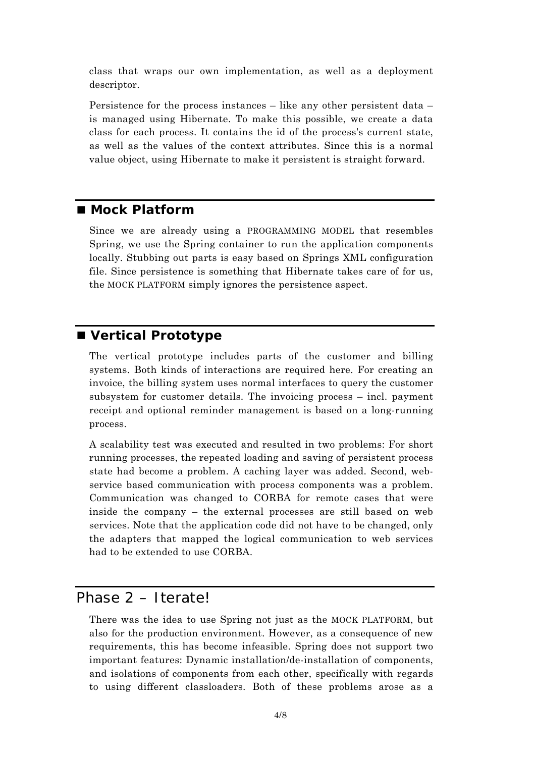class that wraps our own implementation, as well as a deployment descriptor.

Persistence for the process instances – like any other persistent data – is managed using Hibernate. To make this possible, we create a data class for each process. It contains the id of the process's current state, as well as the values of the context attributes. Since this is a normal value object, using Hibernate to make it persistent is straight forward.

### ■ Mock Platform

Since we are already using a PROGRAMMING MODEL that resembles Spring, we use the Spring container to run the application components locally. Stubbing out parts is easy based on Springs XML configuration file. Since persistence is something that Hibernate takes care of for us, the MOCK PLATFORM simply ignores the persistence aspect.

### ■ Vertical Prototype

The vertical prototype includes parts of the customer and billing systems. Both kinds of interactions are required here. For creating an invoice, the billing system uses normal interfaces to query the customer subsystem for customer details. The invoicing process – incl. payment receipt and optional reminder management is based on a long-running process.

A scalability test was executed and resulted in two problems: For short running processes, the repeated loading and saving of persistent process state had become a problem. A caching layer was added. Second, web-service based communication with process components was a problem. Communication was changed to CORBA for remote cases that were inside the company – the external processes are still based on web services. Note that the application code did not have to be changed, only the adapters that mapped the logical communication to web services had to be extended to use CORBA.

## Phase 2 – Iterate!

There was the idea to use Spring not just as the MOCK PLATFORM, but also for the production environment. However, as a consequence of new requirements, this has become infeasible. Spring does not support two important features: Dynamic installation/de-installation of components, and isolations of components from each other, specifically with regards to using different classloaders. Both of these problems arose as a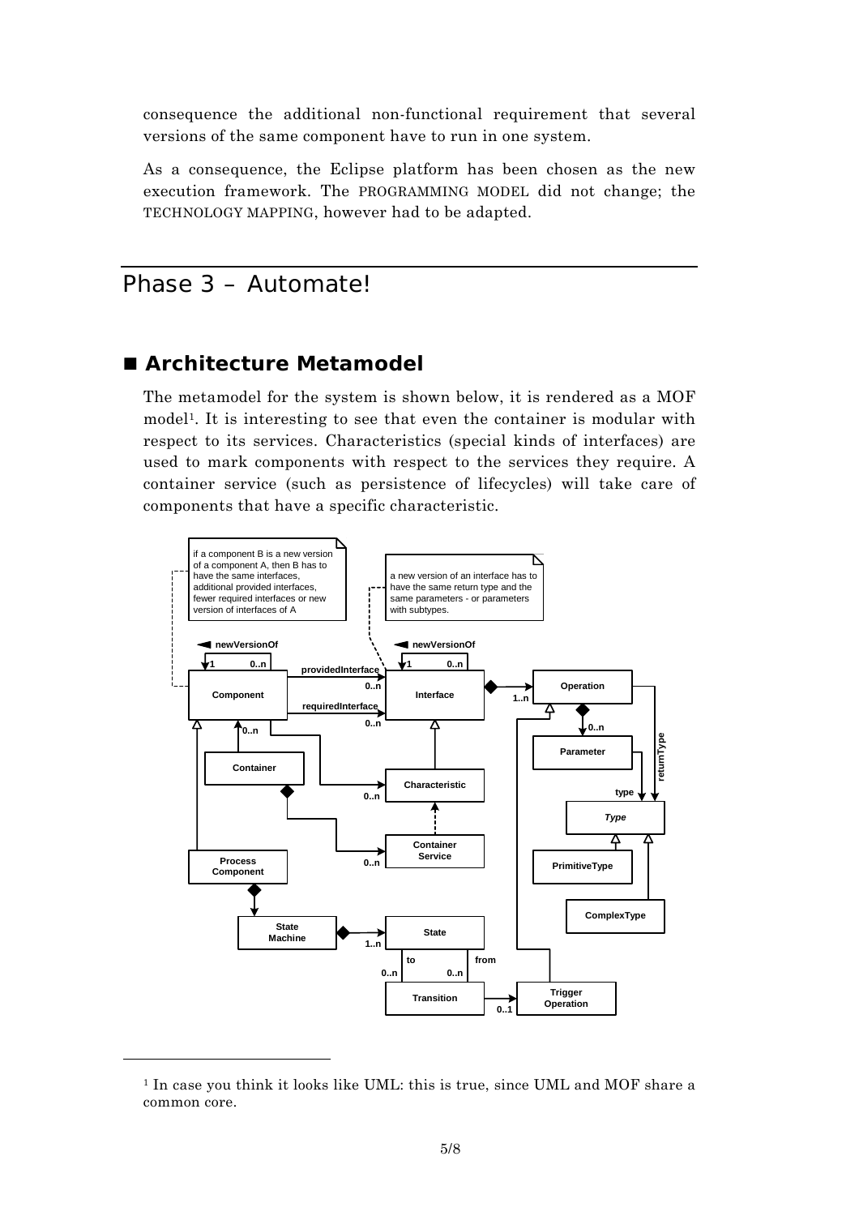consequence the additional non-functional requirement that several versions of the same component have to run in one system.

As a consequence, the Eclipse platform has been chosen as the new execution framework. The PROGRAMMING MODEL did not change; the TECHNOLOGY MAPPING, however had to be adapted.

# Phase 3 – Automate!

## ■ Architecture Metamodel

The metamodel for the system is shown below, it is rendered as a MOF model[1]. It is interesting to see that even the container is modular with respect to its services. Characteristics (special kinds of interfaces) are used to mark components with respect to the services they require. A container service (such as persistence of lifecycles) will take care of components that have a specific characteristic.

[1] In case you think it looks like UML: this is true, since UML and MOF share a common core.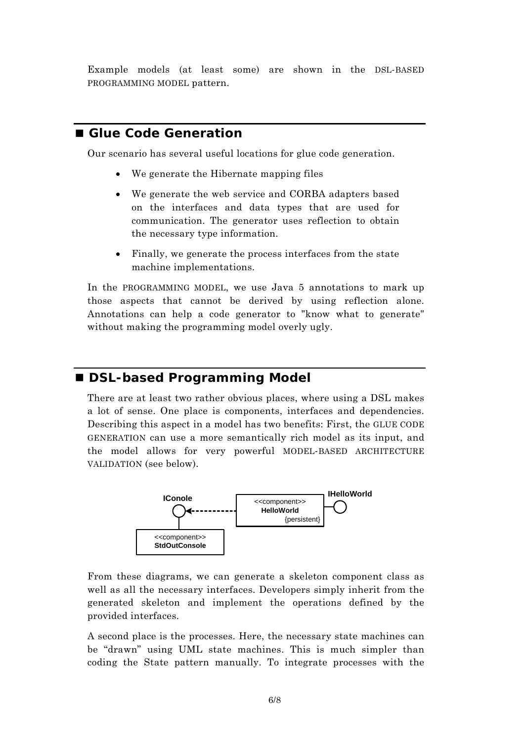Example models (at least some) are shown in the DSL-BASED PROGRAMMING MODEL pattern.

## ■ Glue Code Generation

Our scenario has several useful locations for glue code generation.

- We generate the Hibernate mapping files
- We generate the web service and CORBA adapters based on the interfaces and data types that are used for communication. The generator uses reflection to obtain the necessary type information.
- Finally, we generate the process interfaces from the state machine implementations.

In the PROGRAMMING MODEL, we use Java 5 annotations to mark up those aspects that cannot be derived by using reflection alone. Annotations can help a code generator to "know what to generate" without making the programming model overly ugly.

## ■ DSL-based Programming Model

There are at least two rather obvious places, where using a DSL makes a lot of sense. One place is components, interfaces and dependencies. Describing this aspect in a model has two benefits: First, the GLUE CODE GENERATION can use a more semantically rich model as its input, and the model allows for very powerful MODEL-BASED ARCHITECTURE VALIDATION (see below).

From these diagrams, we can generate a skeleton component class as well as all the necessary interfaces. Developers simply inherit from the generated skeleton and implement the operations defined by the provided interfaces.

A second place is the processes. Here, the necessary state machines can be "drawn" using UML state machines. This is much simpler than coding the State pattern manually. To integrate processes with the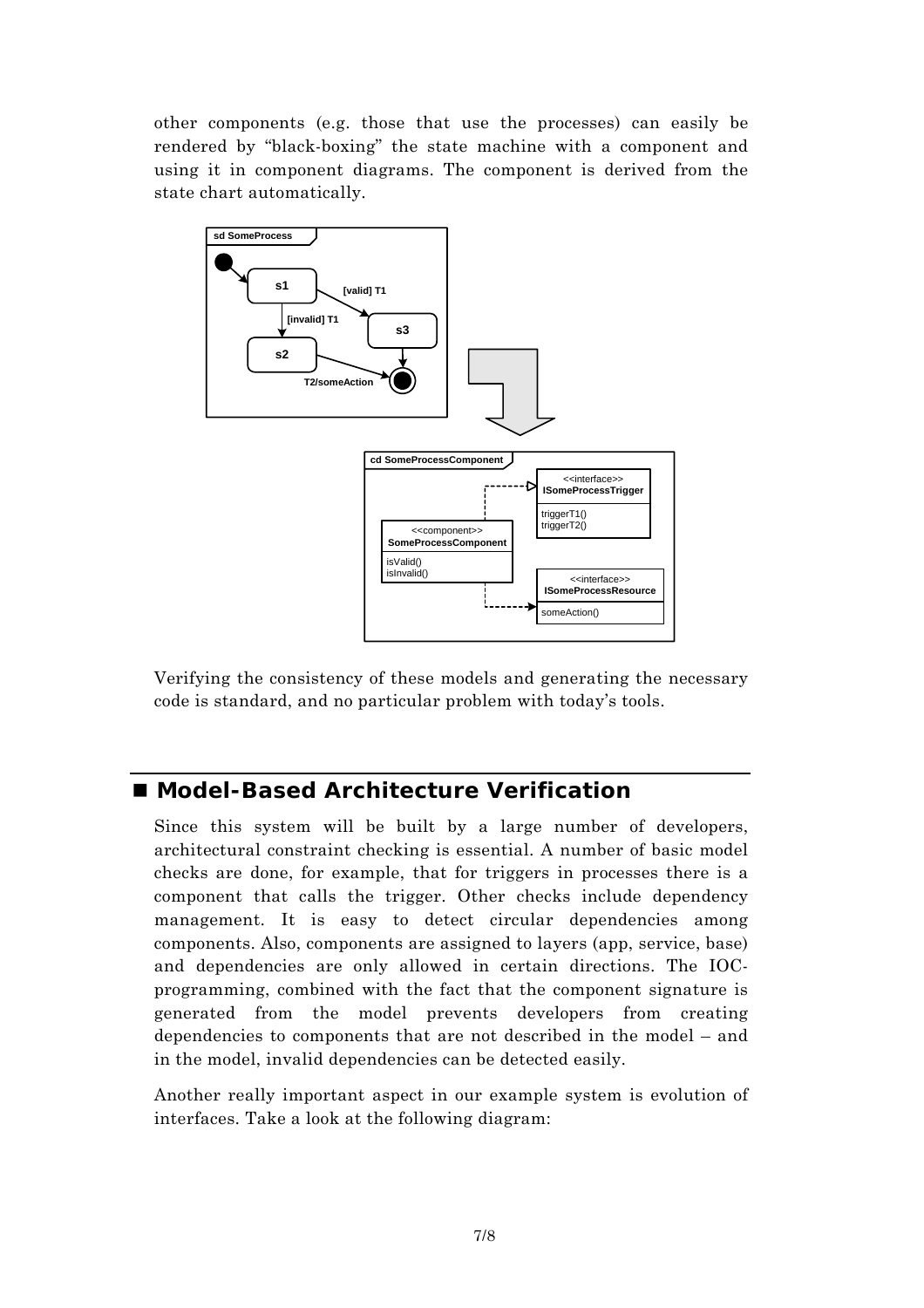other components (e.g. those that use the processes) can easily be rendered by "black-boxing" the state machine with a component and using it in component diagrams. The component is derived from the state chart automatically.

Verifying the consistency of these models and generating the necessary code is standard, and no particular problem with today's tools.

## Model-Based Architecture Verification

Since this system will be built by a large number of developers, architectural constraint checking is essential. A number of basic model checks are done, for example, that for triggers in processes there is a component that calls the trigger. Other checks include dependency management. It is easy to detect circular dependencies among components. Also, components are assigned to layers (app, service, base) and dependencies are only allowed in certain directions. The IOC-programming, combined with the fact that the component signature is generated from the model prevents developers from creating dependencies to components that are not described in the model – and in the model, invalid dependencies can be detected easily.

Another really important aspect in our example system is evolution of interfaces. Take a look at the following diagram: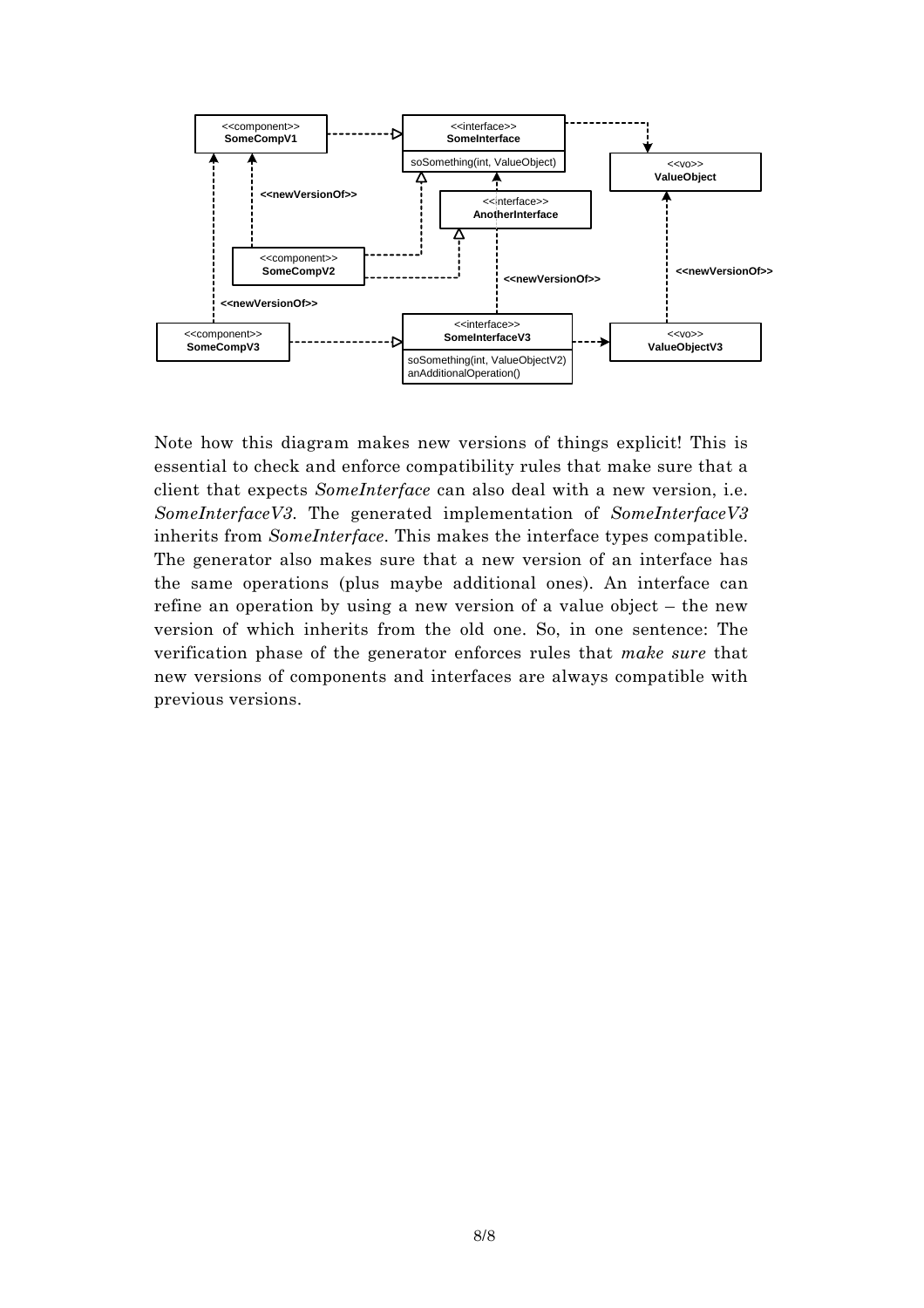<<component>>
SomeCompV1

<<interface>>
SomeInterface
soSomething(int, ValueObject)

<<vo>>
ValueObject

<<newVersionOf>>

<<interface>>
AnotherInterface

<<component>>
SomeCompV2

<<newVersionOf>>

<<newVersionOf>>

<<newVersionOf>>

<<component>>
SomeCompV3

<<interface>>
SomeInterfaceV3
soSomething(int, ValueObjectV2)
anAdditionalOperation()

<<vo>>
ValueObjectV3

Note how this diagram makes new versions of things explicit! This is essential to check and enforce compatibility rules that make sure that a client that expects *SomeInterface* can also deal with a new version, i.e. *SomeInterfaceV3*. The generated implementation of *SomeInterfaceV3* inherits from *SomeInterface*. This makes the interface types compatible. The generator also makes sure that a new version of an interface has the same operations (plus maybe additional ones). An interface can refine an operation by using a new version of a value object – the new version of which inherits from the old one. So, in one sentence: The verification phase of the generator enforces rules that *make sure* that new versions of components and interfaces are always compatible with previous versions.